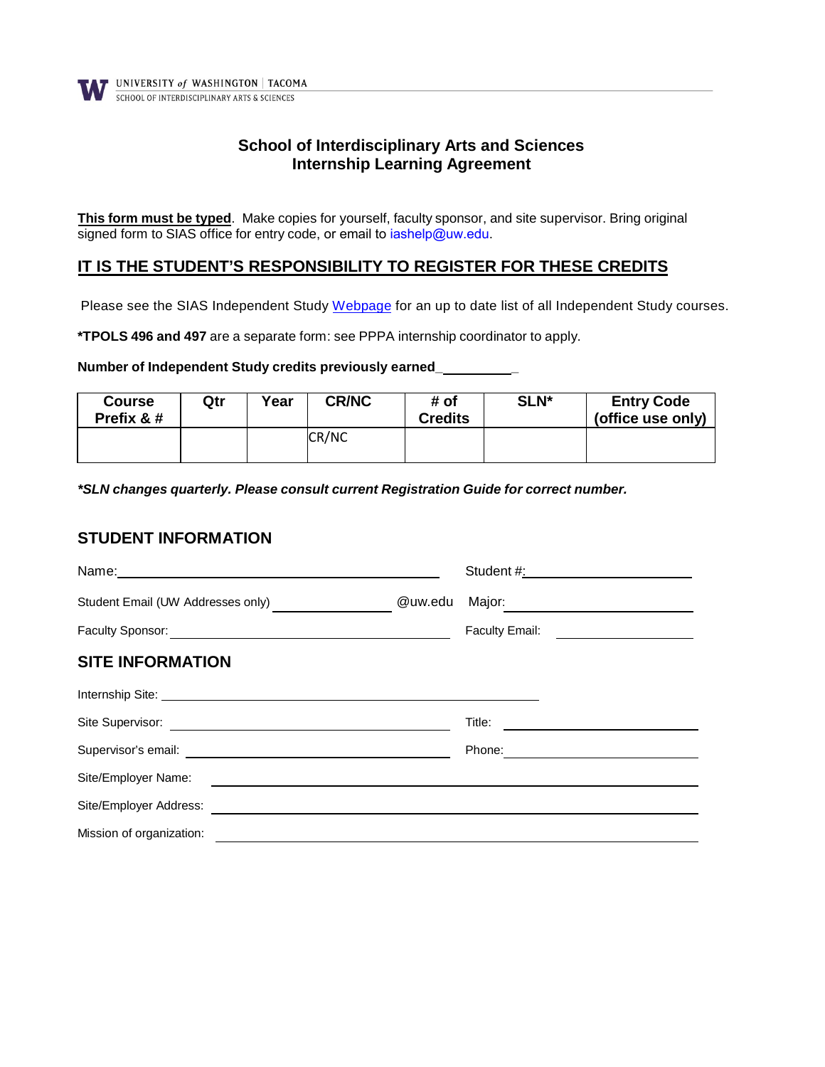UNIVERSITY of WASHINGTON | TACOMA
SCHOOL OF INTERDISCIPLINARY ARTS & SCIENCES

# School of Interdisciplinary Arts and Sciences
# Internship Learning Agreement

**<u>This form must be typed</u>**. Make copies for yourself, faculty sponsor, and site supervisor. Bring original signed form to SIAS office for entry code, or email to iashelp@uw.edu.

## <u>IT IS THE STUDENT'S RESPONSIBILITY TO REGISTER FOR THESE CREDITS</u>

Please see the SIAS Independent Study Webpage for an up to date list of all Independent Study courses.

***TPOLS 496 and 497** are a separate form: see PPPA internship coordinator to apply.

**Number of Independent Study credits previously earned**___________

| Course Prefix & # | Qtr | Year | CR/NC | # of Credits | SLN* | Entry Code (office use only) |
|---|---|---|---|---|---|---|
| | | | CR/NC | | | |

***SLN changes quarterly. Please consult current Registration Guide for correct number.***

## STUDENT INFORMATION

Name: ______________________________ Student #: ______________________________

Student Email (UW Addresses only) ______________ @uw.edu Major: ______________________________

Faculty Sponsor: ______________________________ Faculty Email: ______________________________

## SITE INFORMATION

Internship Site: ______________________________

Site Supervisor: ______________________________ Title: ______________________________

Supervisor's email: ______________________________ Phone: ______________________________

Site/Employer Name: ______________________________

Site/Employer Address: ______________________________

Mission of organization: ______________________________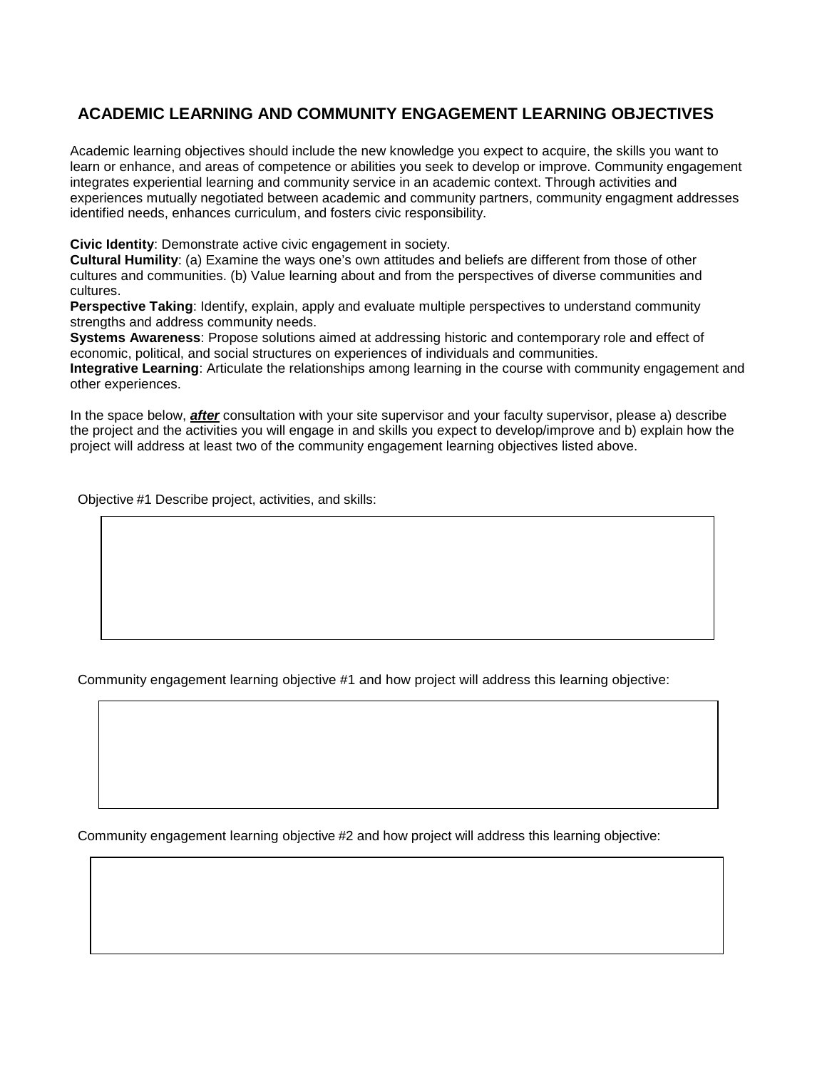## ACADEMIC LEARNING AND COMMUNITY ENGAGEMENT LEARNING OBJECTIVES

Academic learning objectives should include the new knowledge you expect to acquire, the skills you want to learn or enhance, and areas of competence or abilities you seek to develop or improve. Community engagement integrates experiential learning and community service in an academic context. Through activities and experiences mutually negotiated between academic and community partners, community engagment addresses identified needs, enhances curriculum, and fosters civic responsibility.

**Civic Identity**: Demonstrate active civic engagement in society.
**Cultural Humility**: (a) Examine the ways one's own attitudes and beliefs are different from those of other cultures and communities. (b) Value learning about and from the perspectives of diverse communities and cultures.
**Perspective Taking**: Identify, explain, apply and evaluate multiple perspectives to understand community strengths and address community needs.
**Systems Awareness**: Propose solutions aimed at addressing historic and contemporary role and effect of economic, political, and social structures on experiences of individuals and communities.
**Integrative Learning**: Articulate the relationships among learning in the course with community engagement and other experiences.

In the space below, ***after*** consultation with your site supervisor and your faculty supervisor, please a) describe the project and the activities you will engage in and skills you expect to develop/improve and b) explain how the project will address at least two of the community engagement learning objectives listed above.

Objective #1 Describe project, activities, and skills:

Community engagement learning objective #1 and how project will address this learning objective:

Community engagement learning objective #2 and how project will address this learning objective: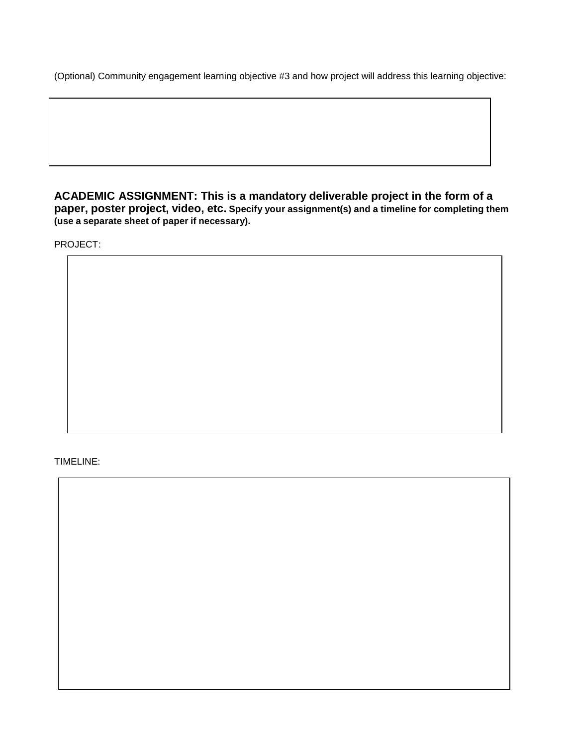(Optional) Community engagement learning objective #3 and how project will address this learning objective:

**ACADEMIC ASSIGNMENT: This is a mandatory deliverable project in the form of a paper, poster project, video, etc. Specify your assignment(s) and a timeline for completing them (use a separate sheet of paper if necessary).**

PROJECT:

TIMELINE: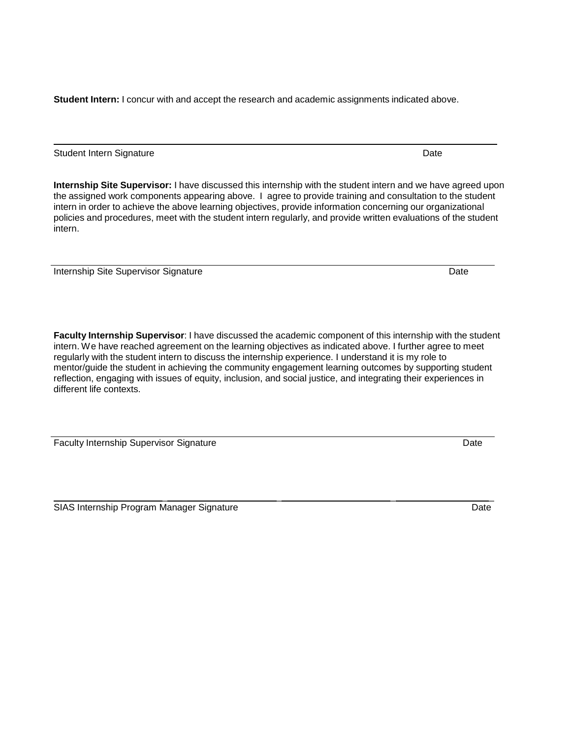**Student Intern:** I concur with and accept the research and academic assignments indicated above.

\_\_\_\_\_\_\_\_\_\_\_\_\_\_\_\_\_\_\_\_\_\_\_\_\_\_\_\_\_\_\_\_\_\_\_\_\_\_\_\_\_\_\_\_\_\_\_\_\_\_\_\_\_\_\_\_\_\_\_\_

Student Intern Signature Date

**Internship Site Supervisor:** I have discussed this internship with the student intern and we have agreed upon the assigned work components appearing above. I agree to provide training and consultation to the student intern in order to achieve the above learning objectives, provide information concerning our organizational policies and procedures, meet with the student intern regularly, and provide written evaluations of the student intern.

\_\_\_\_\_\_\_\_\_\_\_\_\_\_\_\_\_\_\_\_\_\_\_\_\_\_\_\_\_\_\_\_\_\_\_\_\_\_\_\_\_\_\_\_\_\_\_\_\_\_\_\_\_\_\_\_\_\_\_\_

Internship Site Supervisor Signature Date

**Faculty Internship Supervisor**: I have discussed the academic component of this internship with the student intern. We have reached agreement on the learning objectives as indicated above. I further agree to meet regularly with the student intern to discuss the internship experience. I understand it is my role to mentor/guide the student in achieving the community engagement learning outcomes by supporting student reflection, engaging with issues of equity, inclusion, and social justice, and integrating their experiences in different life contexts.

\_\_\_\_\_\_\_\_\_\_\_\_\_\_\_\_\_\_\_\_\_\_\_\_\_\_\_\_\_\_\_\_\_\_\_\_\_\_\_\_\_\_\_\_\_\_\_\_\_\_\_\_\_\_\_\_\_\_\_\_

Faculty Internship Supervisor Signature Date

\_\_\_\_\_\_\_\_\_\_\_\_\_\_\_\_\_\_\_\_\_\_\_\_\_\_\_\_\_\_\_\_\_\_\_\_\_\_\_\_\_\_\_\_\_\_\_\_\_\_\_\_\_\_\_\_\_\_\_\_

SIAS Internship Program Manager Signature Date